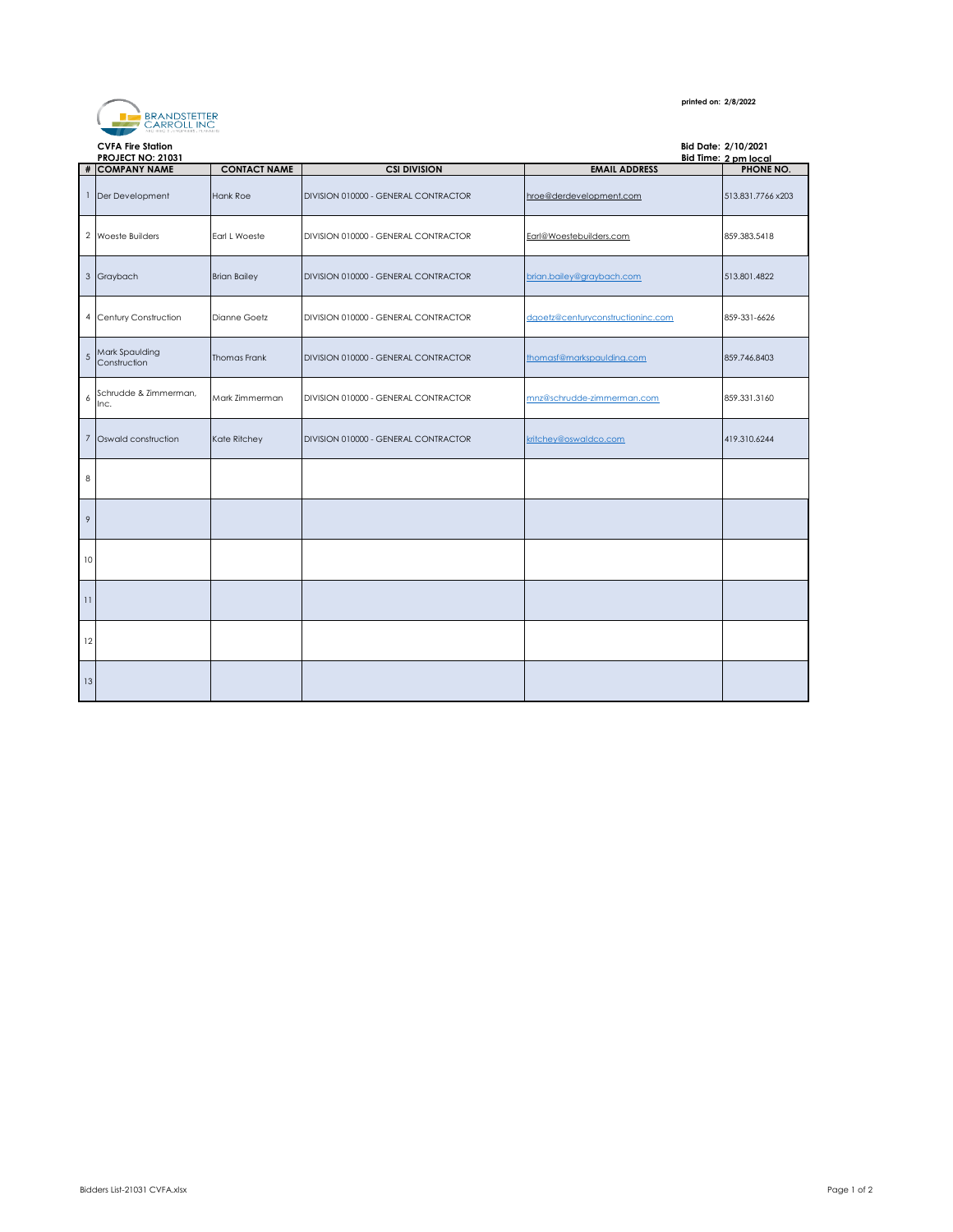printed on: 2/8/2022

BRANDSTETTER CARROLL INC

**CVFA Fire Station**
**PROJECT NO: 21031**

**Bid Date: 2/10/2021**
**Bid Time: 2 pm local**

| # | COMPANY NAME | CONTACT NAME | CSI DIVISION | EMAIL ADDRESS | PHONE NO. |
|---|---|---|---|---|---|
| 1 | Der Development | Hank Roe | DIVISION 010000 - GENERAL CONTRACTOR | hroe@derdevelopment.com | 513.831.7766 x203 |
| 2 | Woeste Builders | Earl L Woeste | DIVISION 010000 - GENERAL CONTRACTOR | Earl@Woestebuilders.com | 859.383.5418 |
| 3 | Graybach | Brian Bailey | DIVISION 010000 - GENERAL CONTRACTOR | brian.bailey@graybach.com | 513.801.4822 |
| 4 | Century Construction | Dianne Goetz | DIVISION 010000 - GENERAL CONTRACTOR | dgoetz@centuryconstructioninc.com | 859-331-6626 |
| 5 | Mark Spaulding Construction | Thomas Frank | DIVISION 010000 - GENERAL CONTRACTOR | thomasf@markspaulding.com | 859.746.8403 |
| 6 | Schrudde & Zimmerman, Inc. | Mark Zimmerman | DIVISION 010000 - GENERAL CONTRACTOR | mnz@schrudde-zimmerman.com | 859.331.3160 |
| 7 | Oswald construction | Kate Ritchey | DIVISION 010000 - GENERAL CONTRACTOR | kritchey@oswaldco.com | 419.310.6244 |
| 8 | | | | | |
| 9 | | | | | |
| 10 | | | | | |
| 11 | | | | | |
| 12 | | | | | |
| 13 | | | | | |

Bidders List-21031 CVFA.xlsx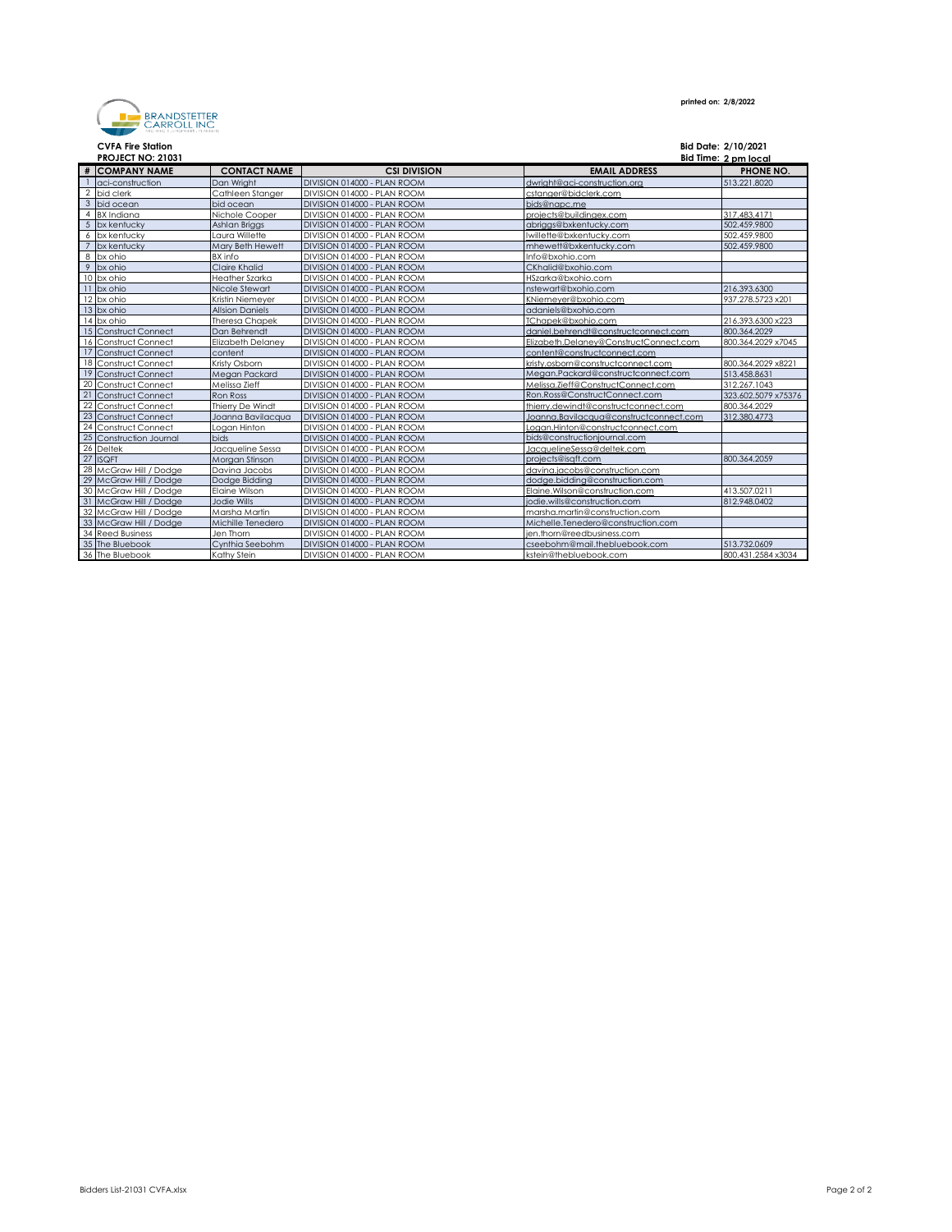printed on: 2/8/2022

BRANDSTETTER CARROLL INC

**CVFA Fire Station**
**PROJECT NO: 21031**

**Bid Date: 2/10/2021**
**Bid Time: 2 pm local**

| # | COMPANY NAME | CONTACT NAME | CSI DIVISION | EMAIL ADDRESS | PHONE NO. |
|---|---|---|---|---|---|
| 1 | aci-construction | Dan Wright | DIVISION 014000 - PLAN ROOM | dwright@aci-construction.org | 513.221.8020 |
| 2 | bid clerk | Cathleen Stanger | DIVISION 014000 - PLAN ROOM | cstanger@bidclerk.com | |
| 3 | bid ocean | bid ocean | DIVISION 014000 - PLAN ROOM | bids@napc.me | |
| 4 | BX Indiana | Nichole Cooper | DIVISION 014000 - PLAN ROOM | projects@buildingex.com | 317.483.4171 |
| 5 | bx kentucky | Ashlan Briggs | DIVISION 014000 - PLAN ROOM | abriggs@bxkentucky.com | 502.459.9800 |
| 6 | bx kentucky | Laura Willette | DIVISION 014000 - PLAN ROOM | lwillette@bxkentucky.com | 502.459.9800 |
| 7 | bx kentucky | Mary Beth Hewett | DIVISION 014000 - PLAN ROOM | mhewett@bxkentucky.com | 502.459.9800 |
| 8 | bx ohio | BX info | DIVISION 014000 - PLAN ROOM | Info@bxohio.com | |
| 9 | bx ohio | Claire Khalid | DIVISION 014000 - PLAN ROOM | CKhalid@bxohio.com | |
| 10 | bx ohio | Heather Szarka | DIVISION 014000 - PLAN ROOM | HSzarka@bxohio.com | |
| 11 | bx ohio | Nicole Stewart | DIVISION 014000 - PLAN ROOM | nstewart@bxohio.com | 216.393.6300 |
| 12 | bx ohio | Kristin Niemeyer | DIVISION 014000 - PLAN ROOM | KNiemeyer@bxohio.com | 937.278.5723 x201 |
| 13 | bx ohio | Allsion Daniels | DIVISION 014000 - PLAN ROOM | adaniels@bxohio.com | |
| 14 | bx ohio | Theresa Chapek | DIVISION 014000 - PLAN ROOM | TChapek@bxohio.com | 216.393.6300 x223 |
| 15 | Construct Connect | Dan Behrendt | DIVISION 014000 - PLAN ROOM | daniel.behrendt@constructconnect.com | 800.364.2029 |
| 16 | Construct Connect | Elizabeth Delaney | DIVISION 014000 - PLAN ROOM | Elizabeth.Delaney@ConstructConnect.com | 800.364.2029 x7045 |
| 17 | Construct Connect | content | DIVISION 014000 - PLAN ROOM | content@constructconnect.com | |
| 18 | Construct Connect | Kristy Osborn | DIVISION 014000 - PLAN ROOM | kristy.osborn@constructconnect.com | 800.364.2029 x8221 |
| 19 | Construct Connect | Megan Packard | DIVISION 014000 - PLAN ROOM | Megan.Packard@constructconnect.com | 513.458.8631 |
| 20 | Construct Connect | Melissa Zieff | DIVISION 014000 - PLAN ROOM | Melissa.Zieff@ConstructConnect.com | 312.267.1043 |
| 21 | Construct Connect | Ron Ross | DIVISION 014000 - PLAN ROOM | Ron.Ross@ConstructConnect.com | 323.602.5079 x75376 |
| 22 | Construct Connect | Thierry De Windt | DIVISION 014000 - PLAN ROOM | thierry.dewindt@constructconnect.com | 800.364.2029 |
| 23 | Construct Connect | Joanna Bavilacqua | DIVISION 014000 - PLAN ROOM | Joanna.Bavilacqua@constructconnect.com | 312.380.4773 |
| 24 | Construct Connect | Logan Hinton | DIVISION 014000 - PLAN ROOM | Logan.Hinton@constructconnect.com | |
| 25 | Construction Journal | bids | DIVISION 014000 - PLAN ROOM | bids@constructionjournal.com | |
| 26 | Deltek | Jacqueline Sessa | DIVISION 014000 - PLAN ROOM | JacquelineSessa@deltek.com | |
| 27 | ISQFT | Morgan Stinson | DIVISION 014000 - PLAN ROOM | projects@isqft.com | 800.364.2059 |
| 28 | McGraw Hill / Dodge | Davina Jacobs | DIVISION 014000 - PLAN ROOM | davina.jacobs@construction.com | |
| 29 | McGraw Hill / Dodge | Dodge Bidding | DIVISION 014000 - PLAN ROOM | dodge.bidding@construction.com | |
| 30 | McGraw Hill / Dodge | Elaine Wilson | DIVISION 014000 - PLAN ROOM | Elaine.Wilson@construction.com | 413.507.0211 |
| 31 | McGraw Hill / Dodge | Jodie Wills | DIVISION 014000 - PLAN ROOM | jodie.wills@construction.com | 812.948.0402 |
| 32 | McGraw Hill / Dodge | Marsha Martin | DIVISION 014000 - PLAN ROOM | marsha.martin@construction.com | |
| 33 | McGraw Hill / Dodge | Michille Tenedero | DIVISION 014000 - PLAN ROOM | Michelle.Tenedero@construction.com | |
| 34 | Reed Business | Jen Thorn | DIVISION 014000 - PLAN ROOM | jen.thorn@reedbusiness.com | |
| 35 | The Bluebook | Cynthia Seebohm | DIVISION 014000 - PLAN ROOM | cseebohm@mail.thebluebook.com | 513.732.0609 |
| 36 | The Bluebook | Kathy Stein | DIVISION 014000 - PLAN ROOM | kstein@thebluebook.com | 800.431.2584 x3034 |

Bidders List-21031 CVFA.xlsx